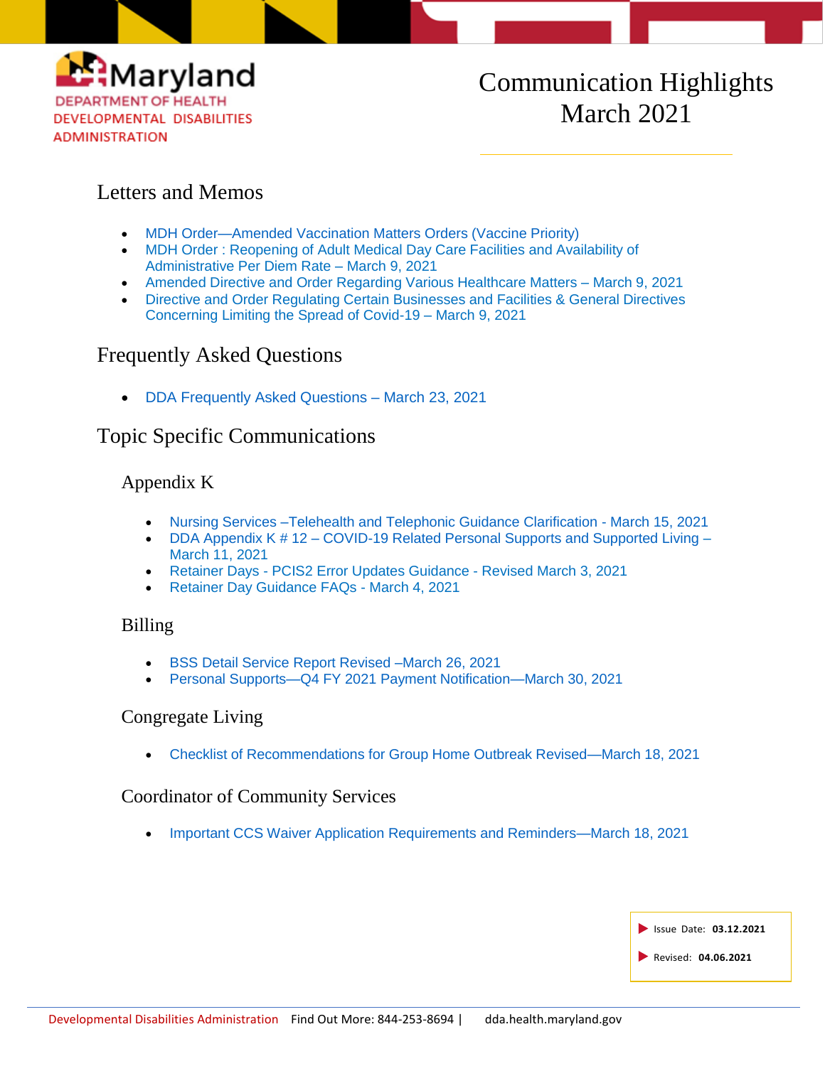Maryland
DEPARTMENT OF HEALTH
DEVELOPMENTAL DISABILITIES ADMINISTRATION

# Communication Highlights March 2021

## Letters and Memos

- MDH Order—Amended Vaccination Matters Orders (Vaccine Priority)
- MDH Order : Reopening of Adult Medical Day Care Facilities and Availability of Administrative Per Diem Rate – March 9, 2021
- Amended Directive and Order Regarding Various Healthcare Matters – March 9, 2021
- Directive and Order Regulating Certain Businesses and Facilities & General Directives Concerning Limiting the Spread of Covid-19 – March 9, 2021

## Frequently Asked Questions

- DDA Frequently Asked Questions – March 23, 2021

## Topic Specific Communications

### Appendix K

- Nursing Services –Telehealth and Telephonic Guidance Clarification - March 15, 2021
- DDA Appendix K # 12 – COVID-19 Related Personal Supports and Supported Living – March 11, 2021
- Retainer Days - PCIS2 Error Updates Guidance - Revised March 3, 2021
- Retainer Day Guidance FAQs - March 4, 2021

### Billing

- BSS Detail Service Report Revised –March 26, 2021
- Personal Supports—Q4 FY 2021 Payment Notification—March 30, 2021

### Congregate Living

- Checklist of Recommendations for Group Home Outbreak Revised—March 18, 2021

### Coordinator of Community Services

- Important CCS Waiver Application Requirements and Reminders—March 18, 2021

Issue Date: **03.12.2021**

Revised: **04.06.2021**

Developmental Disabilities Administration Find Out More: 844-253-8694 | dda.health.maryland.gov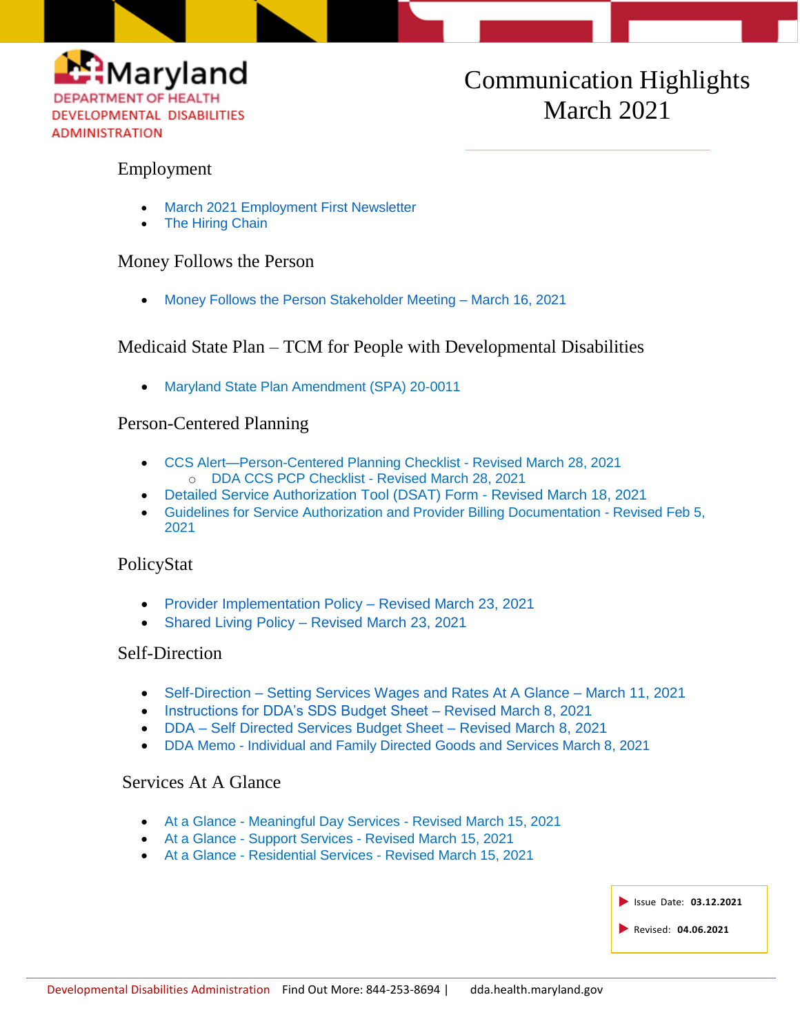Maryland
DEPARTMENT OF HEALTH
DEVELOPMENTAL DISABILITIES ADMINISTRATION

# Communication Highlights March 2021

## Employment

- March 2021 Employment First Newsletter
- The Hiring Chain

## Money Follows the Person

- Money Follows the Person Stakeholder Meeting – March 16, 2021

## Medicaid State Plan – TCM for People with Developmental Disabilities

- Maryland State Plan Amendment (SPA) 20-0011

## Person-Centered Planning

- CCS Alert—Person-Centered Planning Checklist - Revised March 28, 2021
  - DDA CCS PCP Checklist - Revised March 28, 2021
- Detailed Service Authorization Tool (DSAT) Form - Revised March 18, 2021
- Guidelines for Service Authorization and Provider Billing Documentation - Revised Feb 5, 2021

## PolicyStat

- Provider Implementation Policy – Revised March 23, 2021
- Shared Living Policy – Revised March 23, 2021

## Self-Direction

- Self-Direction – Setting Services Wages and Rates At A Glance – March 11, 2021
- Instructions for DDA's SDS Budget Sheet – Revised March 8, 2021
- DDA – Self Directed Services Budget Sheet – Revised March 8, 2021
- DDA Memo - Individual and Family Directed Goods and Services March 8, 2021

## Services At A Glance

- At a Glance - Meaningful Day Services - Revised March 15, 2021
- At a Glance - Support Services - Revised March 15, 2021
- At a Glance - Residential Services - Revised March 15, 2021

Issue Date: **03.12.2021**

Revised: **04.06.2021**

Developmental Disabilities Administration Find Out More: 844-253-8694 | dda.health.maryland.gov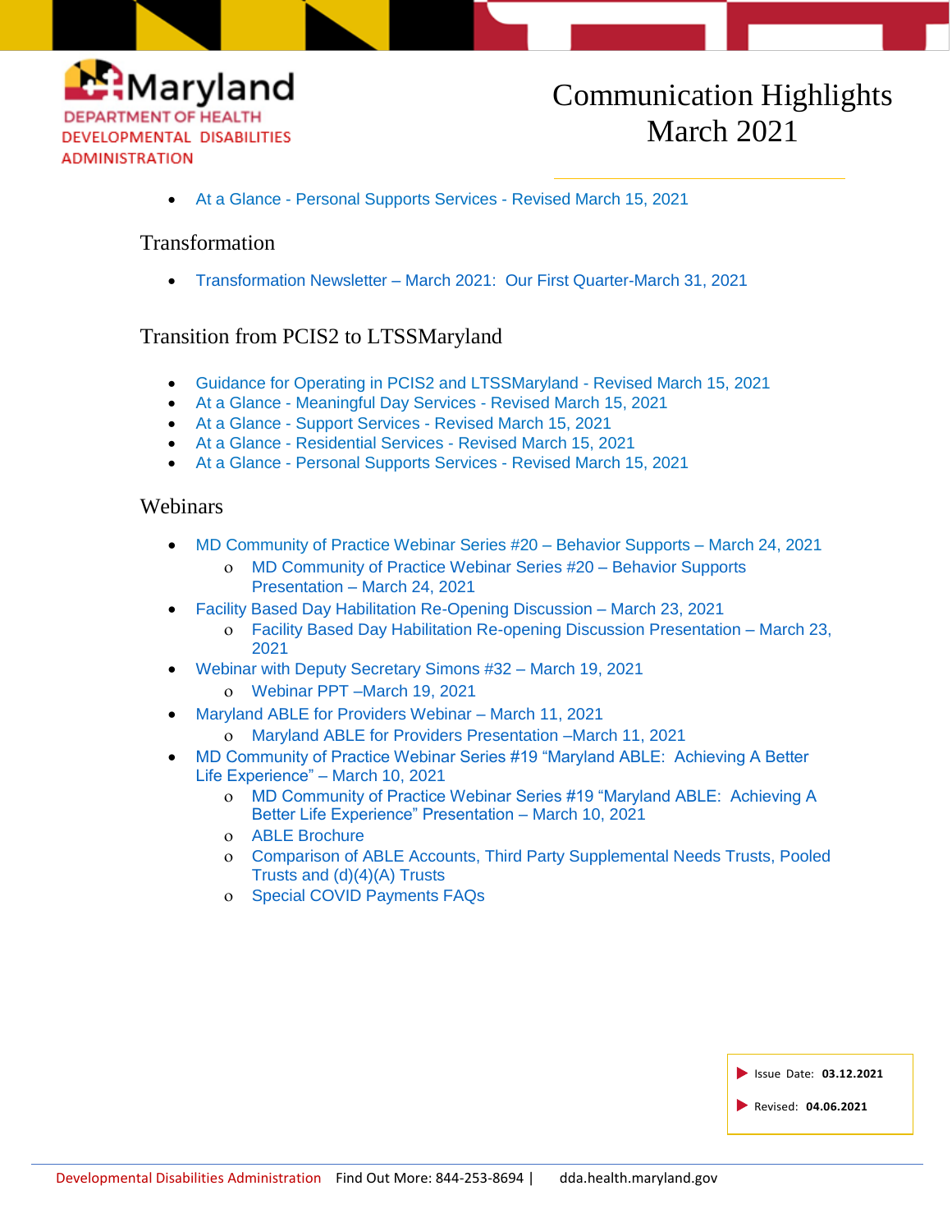- At a Glance - Personal Supports Services - Revised March 15, 2021

## Transformation

- Transformation Newsletter – March 2021: Our First Quarter-March 31, 2021

## Transition from PCIS2 to LTSSMaryland

- Guidance for Operating in PCIS2 and LTSSMaryland - Revised March 15, 2021
- At a Glance - Meaningful Day Services - Revised March 15, 2021
- At a Glance - Support Services - Revised March 15, 2021
- At a Glance - Residential Services - Revised March 15, 2021
- At a Glance - Personal Supports Services - Revised March 15, 2021

## Webinars

- MD Community of Practice Webinar Series #20 – Behavior Supports – March 24, 2021
  - MD Community of Practice Webinar Series #20 – Behavior Supports Presentation – March 24, 2021
- Facility Based Day Habilitation Re-Opening Discussion – March 23, 2021
  - Facility Based Day Habilitation Re-opening Discussion Presentation – March 23, 2021
- Webinar with Deputy Secretary Simons #32 – March 19, 2021
  - Webinar PPT –March 19, 2021
- Maryland ABLE for Providers Webinar – March 11, 2021
  - Maryland ABLE for Providers Presentation –March 11, 2021
- MD Community of Practice Webinar Series #19 "Maryland ABLE: Achieving A Better Life Experience" – March 10, 2021
  - MD Community of Practice Webinar Series #19 "Maryland ABLE: Achieving A Better Life Experience" Presentation – March 10, 2021
  - ABLE Brochure
  - Comparison of ABLE Accounts, Third Party Supplemental Needs Trusts, Pooled Trusts and (d)(4)(A) Trusts
  - Special COVID Payments FAQs

Issue Date: **03.12.2021**

Revised: **04.06.2021**